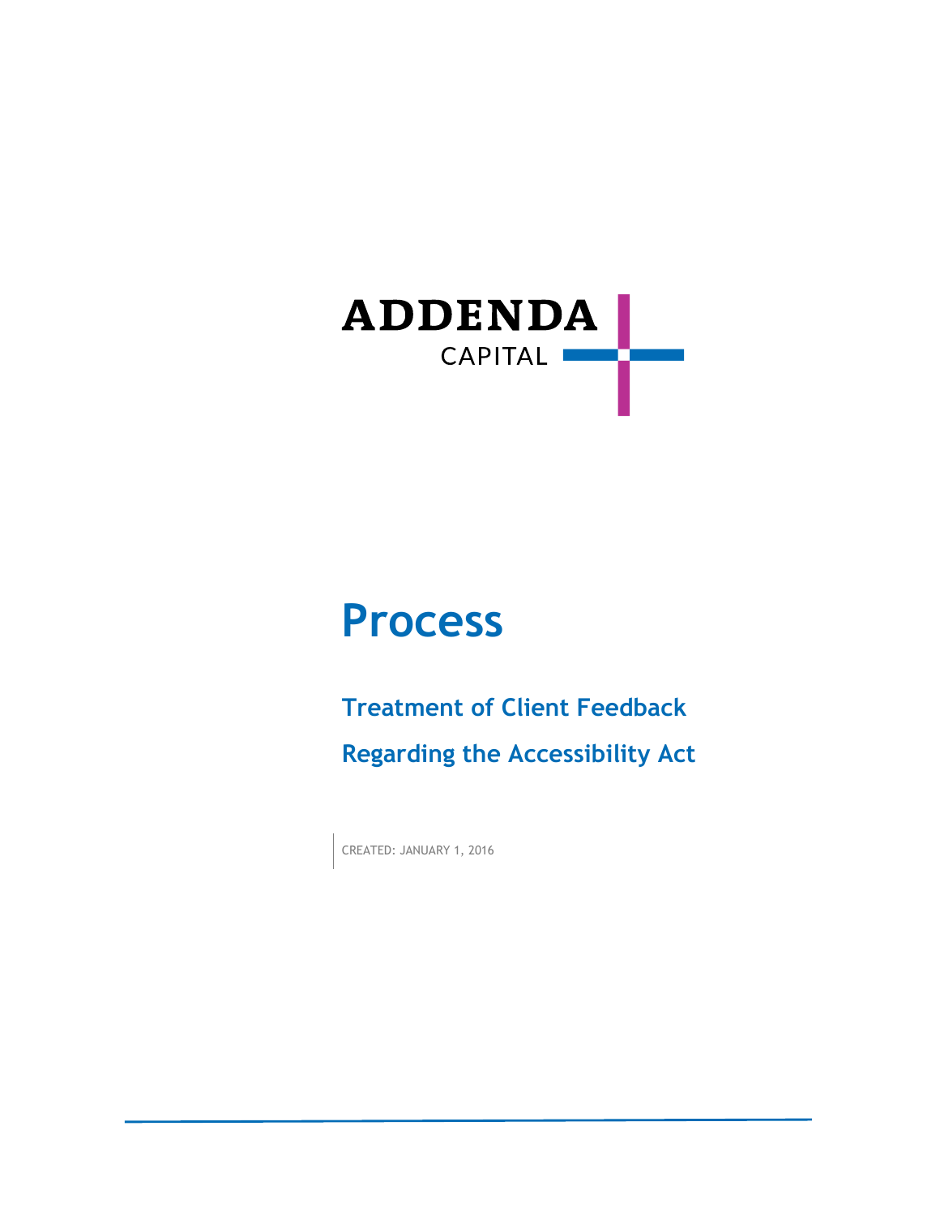ADDENDA

CAPITAL

# Process

## Treatment of Client Feedback

## Regarding the Accessibility Act

CREATED: JANUARY 1, 2016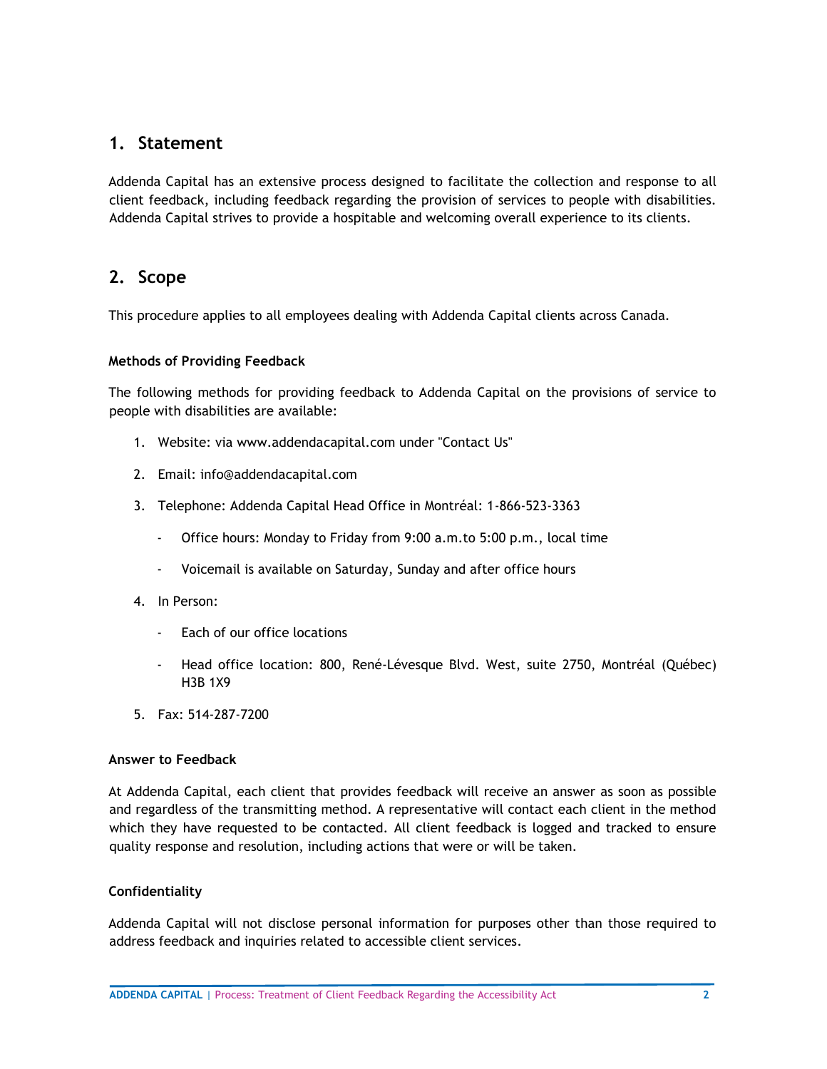## 1. Statement

Addenda Capital has an extensive process designed to facilitate the collection and response to all client feedback, including feedback regarding the provision of services to people with disabilities. Addenda Capital strives to provide a hospitable and welcoming overall experience to its clients.

## 2. Scope

This procedure applies to all employees dealing with Addenda Capital clients across Canada.

**Methods of Providing Feedback**

The following methods for providing feedback to Addenda Capital on the provisions of service to people with disabilities are available:

1. Website: via www.addendacapital.com under "Contact Us"
2. Email: info@addendacapital.com
3. Telephone: Addenda Capital Head Office in Montréal: 1-866-523-3363
   - Office hours: Monday to Friday from 9:00 a.m.to 5:00 p.m., local time
   - Voicemail is available on Saturday, Sunday and after office hours
4. In Person:
   - Each of our office locations
   - Head office location: 800, René-Lévesque Blvd. West, suite 2750, Montréal (Québec) H3B 1X9
5. Fax: 514-287-7200

**Answer to Feedback**

At Addenda Capital, each client that provides feedback will receive an answer as soon as possible and regardless of the transmitting method. A representative will contact each client in the method which they have requested to be contacted. All client feedback is logged and tracked to ensure quality response and resolution, including actions that were or will be taken.

**Confidentiality**

Addenda Capital will not disclose personal information for purposes other than those required to address feedback and inquiries related to accessible client services.